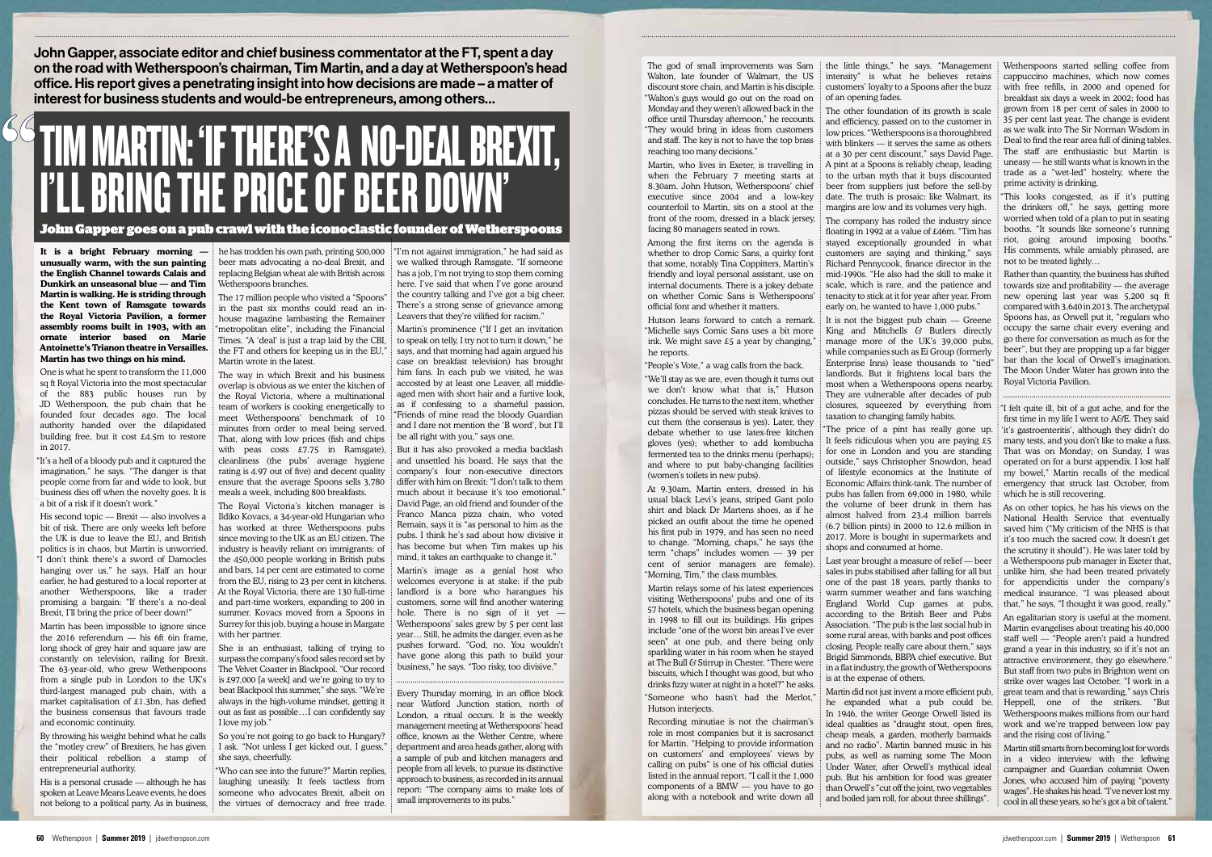John Gapper, associate editor and chief business commentator at the FT, spent a day on the road with Wetherspoon's chairman, Tim Martin, and a day at Wetherspoon's head office. His report gives a penetrating insight into how decisions are made – a matter of interest for business students and would-be entrepreneurs, among others…

# TIM MARTIN: 'IF THERE'S A NO-DEAL BREXIT, I'LL BRING THE PRICE OF BEER DOWN'

### John Gapper goes on a pub crawl with the iconoclastic founder of Wetherspoons

The god of small improvements was Sam the little things," he says. "Management Walton, late founder of Walmart, the US discount store chain, and Martin is his disciple. "Walton's guys would go out on the road on Monday and they weren't allowed back in the office until Thursday afternoon," he recounts. "They would bring in ideas from customers and staff. The key is not to have the top brass reaching too many decisions."

Martin, who lives in Exeter, is travelling in when the February 7 meeting starts at 8.30am. John Hutson, Wetherspoons' chief executive since 2004 and a low-key counterfoil to Martin, sits on a stool at the front of the room, dressed in a black jersey, facing 80 managers seated in rows.

Among the first items on the agenda is whether to drop Comic Sans, a quirky font that some, notably Tina Coppitters, Martin's friendly and loyal personal assistant, use on internal documents. There is a jokey debate on whether Comic Sans is Wetherspoons' official font and whether it matters.

Hutson leans forward to catch a remark. "Michelle says Comic Sans uses a bit more ink. We might save £5 a year by changing," he reports.

"People's Vote," a wag calls from the back.

"We'll stay as we are, even though it turns out we don't know what that is." Hutson concludes. He turns to the next item, whether pizzas should be served with steak knives to cut them (the consensus is yes). Later, they debate whether to use latex-free kitchen gloves (yes); whether to add kombucha fermented tea to the drinks menu (perhaps): and where to put baby-changing facilities (women's toilets in new pubs).

At 9.30am, Martin enters, dressed in his usual black Levi's jeans, striped Gant polo shirt and black Dr Martens shoes, as if he picked an outfit about the time he opened his first pub in 1979, and has seen no need to change. "Morning, chaps," he says (the term "chaps" includes women — 39 per cent of senior managers are female). "Morning, Tim," the class mumbles.

Martin relays some of his latest experiences visiting Wetherspoons' pubs and one of its 57 hotels, which the business began opening in 1998 to fill out its buildings. His gripes include "one of the worst bin areas I've ever seen" at one pub, and there being only sparkling water in his room when he stayed at The Bull & Stirrup in Chester. "There were biscuits, which I thought was good, but who drinks fizzy water at night in a hotel?" he asks. "Someone who hasn't had the Merlot,"

Hutson interjects.

Recording minutiae is not the chairman's role in most companies but it is sacrosanct for Martin. "Helping to provide information on customers' and employees' views by calling on pubs" is one of his official duties listed in the annual report. "I call it the 1,000 components of a BMW — you have to go along with a notebook and write down all

intensity" is what he believes retains customers' loyalty to a Spoons after the buzz of an opening fades.

The other foundation of its growth is scale and efficiency, passed on to the customer in low prices. "Wetherspoons is a thoroughbred with blinkers — it serves the same as others at a 30 per cent discount," says David Page. A pint at a Spoons is reliably cheap, leading to the urban myth that it buys discounted beer from suppliers just before the sell-by date. The truth is prosaic: like Walmart, its margins are low and its volumes very high.

The company has roiled the industry since floating in 1992 at a value of £46m. "Tim has stayed exceptionally grounded in what customers are saying and thinking," says Richard Pennycook, finance director in the mid-1990s. "He also had the skill to make it scale, which is rare, and the patience and tenacity to stick at it for year after year. From early on, he wanted to have 1,000 pubs."

It is not the biggest pub chain — Greene King and Mitchells & Butlers directly manage more of the UK's 39,000 pubs, while companies such as Ei Group (formerly Enterprise Inns) lease thousands to "tied" landlords. But it frightens local bars the most when a Wetherspoons opens nearby. They are vulnerable after decades of pub closures, squeezed by everything from taxation to changing family habits. "The price of a pint has really gone up. It feels ridiculous when you are paying £5 for one in London and you are standing outside," says Christopher Snowdon, head of lifestyle economics at the Institute of Economic Affairs think-tank. The number of pubs has fallen from 69,000 in 1980, while the volume of beer drunk in them has almost halved from 23.4 million barrels (6.7 billion pints) in 2000 to 12.6 million in 2017. More is bought in supermarkets and shops and consumed at home.

Last year brought a measure of relief — beer sales in pubs stabilised after falling for all but one of the past 18 years, partly thanks to warm summer weather and fans watching England World Cup games at pubs, according to the British Beer and Pubs Association. "The pub is the last social hub in some rural areas, with banks and post offices closing. People really care about them," says Brigid Simmonds, BBPA chief executive. But in a flat industry, the growth of Wetherspoons is at the expense of others.

he has trodden his own path, printing 500,000 beer mats advocating a no-deal Brexit, and replacing Belgian wheat ale with British across Wetherspoons branches.

> Martin did not just invent a more efficient pub, he expanded what a pub could be. In 1946, the writer George Orwell listed its ideal qualities as "draught stout, open fires, cheap meals, a garden, motherly barmaids and no radio". Martin banned music in his pubs, as well as naming some The Moon Under Water, after Orwell's mythical ideal pub. But his ambition for food was greater than Orwell's "cut off the joint, two vegetables and boiled jam roll, for about three shillings".

Wetherspoons started selling coffee from cappuccino machines, which now comes with free refills, in 2000 and opened for breakfast six days a week in 2002; food has grown from 18 per cent of sales in 2000 to 35 per cent last year. The change is evident as we walk into The Sir Norman Wisdom in Deal to find the rear area full of dining tables. The staff are enthusiastic but Martin is uneasy — he still wants what is known in the trade as a "wet-led" hostelry, where the prime activity is drinking.

"This looks congested, as if it's putting the drinkers off," he says, getting more worried when told of a plan to put in seating booths. "It sounds like someone's running riot, going around imposing booths." His comments, while amiably phrased, are not to be treated lightly…

Rather than quantity, the business has shifted towards size and profitability — the average new opening last year was 5,200 sq ft compared with 3,640 in 2013. The archetypal Spoons has, as Orwell put it, "regulars who occupy the same chair every evening and go there for conversation as much as for the beer", but they are propping up a far bigger bar than the local of Orwell's imagination. The Moon Under Water has grown into the Royal Victoria Pavilion.

"I felt quite ill, bit of a gut ache, and for the first time in my life I went to A&E. They said 'it's gastroenteritis', although they didn't do many tests, and you don't like to make a fuss. That was on Monday; on Sunday, I was operated on for a burst appendix. I lost half my bowel," Martin recalls of the medical emergency that struck last October, from which he is still recovering.

As on other topics, he has his views on the National Health Service that eventually saved him ("My criticism of the NHS is that it's too much the sacred cow. It doesn't get the scrutiny it should"). He was later told by a Wetherspoons pub manager in Exeter that, unlike him, she had been treated privately for appendicitis under the company's medical insurance. "I was pleased about that," he says, "I thought it was good, really." An egalitarian story is useful at the moment.

Martin evangelises about treating his 40,000 staff well — "People aren't paid a hundred grand a year in this industry, so if it's not an attractive environment, they go elsewhere." But staff from two pubs in Brighton went on strike over wages last October. "I work in a great team and that is rewarding," says Chris Heppell, one of the strikers. "But Wetherspoons makes millions from our hard work and we're trapped between low pay and the rising cost of living."

Martin still smarts from becoming lost for words in a video interview with the leftwing campaigner and Guardian columnist Owen Jones, who accused him of paying "poverty wages". He shakes his head. "I've never lost my cool in all these years, so he's got a bit of talent."

**It is a bright February morning unusually warm, with the sun painting the English Channel towards Calais and Dunkirk an unseasonal blue — and Tim Martin is walking. He is striding through the Kent town of Ramsgate towards the Royal Victoria Pavilion, a former assembly rooms built in 1903, with an ornate interior based on Marie Antoinette's Trianon theatre in Versailles. Martin has two things on his mind.** 

One is what he spent to transform the 11,000 sq ft Royal Victoria into the most spectacular of the 883 public houses run by JD Wetherspoon, the pub chain that he founded four decades ago. The local authority handed over the dilapidated building free, but it cost £4.5m to restore in 2017.

"It's a hell of a bloody pub and it captured the imagination," he says. "The danger is that people come from far and wide to look, but business dies off when the novelty goes. It is a bit of a risk if it doesn't work."

His second topic — Brexit — also involves a bit of risk. There are only weeks left before the UK is due to leave the EU, and British politics is in chaos, but Martin is unworried. "I don't think there's a sword of Damocles hanging over us," he says. Half an hour earlier, he had gestured to a local reporter at another Wetherspoons, like a trader promising a bargain: "If there's a no-deal Brexit, I'll bring the price of beer down!"

Martin has been impossible to ignore since the 2016 referendum — his 6ft 6in frame, long shock of grey hair and square jaw are constantly on television, railing for Brexit. The 63-year-old, who grew Wetherspoons from a single pub in London to the UK's third-largest managed pub chain, with a market capitalisation of £1.3bn, has defied the business consensus that favours trade and economic continuity.

By throwing his weight behind what he calls the "motley crew" of Brexiters, he has given their political rebellion a stamp of entrepreneurial authority.

His is a personal crusade — although he has spoken at Leave Means Leave events, he does not belong to a political party. As in business,

The 17 million people who visited a "Spoons" in the past six months could read an inhouse magazine lambasting the Remainer "metropolitan elite", including the Financial Times. "A 'deal' is just a trap laid by the CBI, the FT and others for keeping us in the EU," Martin wrote in the latest.

The way in which Brexit and his business overlap is obvious as we enter the kitchen of the Royal Victoria, where a multinational team of workers is cooking energetically to meet Wetherspoons' benchmark of 10 minutes from order to meal being served. That, along with low prices (fish and chips with peas costs £7.75 in Ramsgate), cleanliness (the pubs' average hygiene rating is 4.97 out of five) and decent quality ensure that the average Spoons sells 3,780 meals a week, including 800 breakfasts.

The Royal Victoria's kitchen manager is Ildiko Kovacs, a 34-year-old Hungarian who has worked at three Wetherspoons pubs since moving to the UK as an EU citizen. The industry is heavily reliant on immigrants: of the 450,000 people working in British pubs and bars, 14 per cent are estimated to come from the EU, rising to 23 per cent in kitchens. At the Royal Victoria, there are 130 full-time and part-time workers, expanding to 200 in summer. Kovacs moved from a Spoons in Surrey for this job, buying a house in Margate with her partner.

She is an enthusiast, talking of trying to surpass the company's food sales record set by The Velvet Coaster in Blackpool. "Our record is £97,000 [a week] and we're going to try to beat Blackpool this summer," she says. "We're always in the high-volume mindset, getting it out as fast as possible...I can confidently say I love my job."

So you're not going to go back to Hungary? I ask. "Not unless I get kicked out, I guess," she says, cheerfully.

"Who can see into the future?" Martin replies, laughing uneasily. It feels tactless from someone who advocates Brexit, albeit on the virtues of democracy and free trade.

"I'm not against immigration," he had said as we walked through Ramsgate. "If someone has a job, I'm not trying to stop them coming here. I've said that when I've gone around the country talking and I've got a big cheer. There's a strong sense of grievance among Leavers that they're vilified for racism."

Martin's prominence ("If I get an invitation to speak on telly, I try not to turn it down," he says, and that morning had again argued his case on breakfast television) has brought him fans. In each pub we visited, he was accosted by at least one Leaver, all middleaged men with short hair and a furtive look, as if confessing to a shameful passion. "Friends of mine read the bloody Guardian and I dare not mention the 'B word', but I'll be all right with you," says one.

But it has also provoked a media backlash and unsettled his board. He says that the company's four non-executive directors differ with him on Brexit: "I don't talk to them much about it because it's too emotional." David Page, an old friend and founder of the Franco Manca pizza chain, who voted Remain, says it is "as personal to him as the pubs. I think he's sad about how divisive it has become but when Tim makes up his mind, it takes an earthquake to change it."

Martin's image as a genial host who welcomes everyone is at stake: if the pub landlord is a bore who harangues his customers, some will find another watering hole. There is no sign of it yet — Wetherspoons' sales grew by 5 per cent last year… Still, he admits the danger, even as he pushes forward. "God, no. You wouldn't have gone along this path to build your business," he says. "Too risky, too divisive."

Every Thursday morning, in an office block near Watford Junction station, north of London, a ritual occurs. It is the weekly management meeting at Wetherspoons' head office, known as the Wether Centre, where department and area heads gather, along with a sample of pub and kitchen managers and people from all levels, to pursue its distinctive approach to business, as recorded in its annual report: "The company aims to make lots of small improvements to its pubs."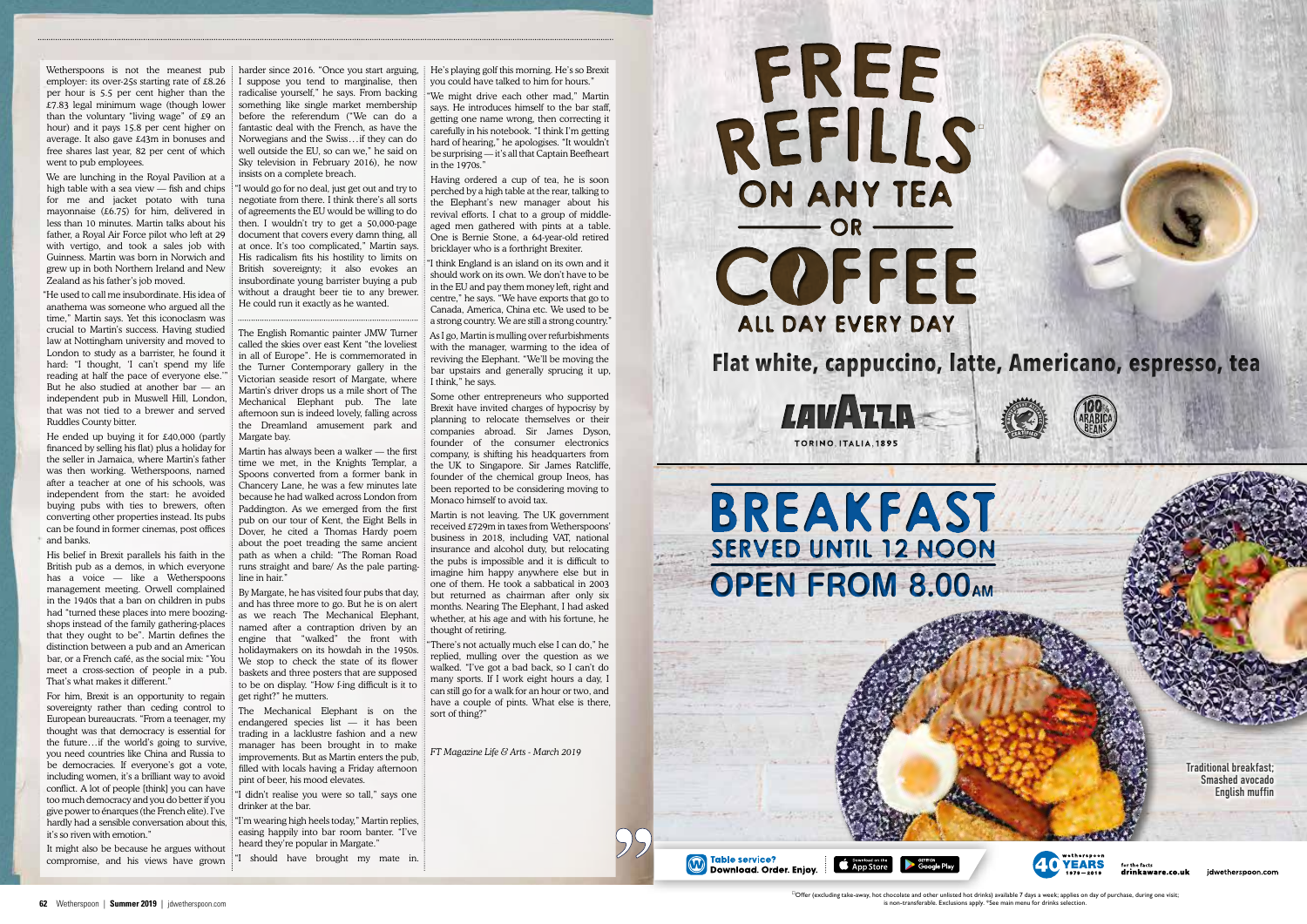employer: its over-25s starting rate of £8.26 per hour is 5.5 per cent higher than the £7.83 legal minimum wage (though lower than the voluntary "living wage" of £9 an hour) and it pays 15.8 per cent higher on average. It also gave £43m in bonuses and free shares last year, 82 per cent of which went to pub employees.

We are lunching in the Royal Pavilion at a high table with a sea view — fish and chips for me and jacket potato with tuna mayonnaise (£6.75) for him, delivered in less than 10 minutes. Martin talks about his father, a Royal Air Force pilot who left at 29 with vertigo, and took a sales job with Guinness. Martin was born in Norwich and grew up in both Northern Ireland and New Zealand as his father's job moved.

"He used to call me insubordinate. His idea of anathema was someone who argued all the time," Martin says. Yet this iconoclasm was crucial to Martin's success. Having studied law at Nottingham university and moved to London to study as a barrister, he found it hard: "I thought, 'I can't spend my life reading at half the pace of everyone else.'" But he also studied at another bar — an independent pub in Muswell Hill, London, that was not tied to a brewer and served Ruddles County bitter.

He ended up buying it for £40,000 (partly financed by selling his flat) plus a holiday for the seller in Jamaica, where Martin's father was then working. Wetherspoons, named after a teacher at one of his schools, was independent from the start: he avoided buying pubs with ties to brewers, often converting other properties instead. Its pubs can be found in former cinemas, post offices and banks.

Wetherspoons is not the meanest pub harder since 2016. "Once you start arguing, I suppose you tend to marginalise, then radicalise yourself," he says. From backing something like single market membership before the referendum ("We can do a fantastic deal with the French, as have the Norwegians and the Swiss...if they can do well outside the EU, so can we," he said on Sky television in February 2016), he now insists on a complete breach.

His belief in Brexit parallels his faith in the British pub as a demos, in which everyone has a voice — like a Wetherspoons management meeting. Orwell complained in the 1940s that a ban on children in pubs had "turned these places into mere boozingshops instead of the family gathering-places that they ought to be". Martin defines the distinction between a pub and an American bar, or a French café, as the social mix: "You meet a cross-section of people in a pub. That's what makes it different."

For him, Brexit is an opportunity to regain sovereignty rather than ceding control to European bureaucrats. "From a teenager, my thought was that democracy is essential for the future...if the world's going to survive, you need countries like China and Russia to be democracies. If everyone's got a vote, including women, it's a brilliant way to avoid conflict. A lot of people [think] you can have too much democracy and you do better if you give power to énarques (the French elite). I've hardly had a sensible conversation about this, it's so riven with emotion."

I think England is an island on its own and it should work on its own. We don't have to be in the EU and pay them money left, right and centre," he says. "We have exports that go to Canada, America, China etc. We used to be a strong country. We are still a strong country."

"I would go for no deal, just get out and try to negotiate from there. I think there's all sorts of agreements the EU would be willing to do then. I wouldn't try to get a 50,000-page document that covers every damn thing, all at once. It's too complicated," Martin says. His radicalism fits his hostility to limits on British sovereignty: it also evokes an insubordinate young barrister buying a pub without a draught beer tie to any brewer. He could run it exactly as he wanted.

> There's not actually much else I can do," he replied, mulling over the question as we walked. "I've got a bad back, so I can't do many sports. If I work eight hours a day, I can still go for a walk for an hour or two, and have a couple of pints. What else is there, sort of thing?"

The English Romantic painter JMW Turner called the skies over east Kent "the loveliest in all of Europe". He is commemorated in the Turner Contemporary gallery in the Victorian seaside resort of Margate, where Martin's driver drops us a mile short of The Mechanical Elephant pub. The late afternoon sun is indeed lovely, falling across the Dreamland amusement park and Margate bay.

**62** Wetherspoon | **Summer 2019** | jdwetherspoon.com jdwetherspoon.com | **Summer 2019** | Wetherspoon **63** □Offer (excluding take-away, hot chocolate and other unlisted hot drinks) available 7 days a week; applies on day of purchase, during one visit; is non-transferable. Exclusions apply. \*See main menu for drinks selection.

It might also be because he argues without compromise, and his views have grown "I should have brought my mate in.

Martin has always been a walker — the first time we met, in the Knights Templar, a Spoons converted from a former bank in Chancery Lane, he was a few minutes late because he had walked across London from Paddington. As we emerged from the first pub on our tour of Kent, the Eight Bells in Dover, he cited a Thomas Hardy poem about the poet treading the same ancient path as when a child: "The Roman Road runs straight and bare/ As the pale partingline in hair."

By Margate, he has visited four pubs that day, and has three more to go. But he is on alert as we reach The Mechanical Elephant, named after a contraption driven by an engine that "walked" the front with holidaymakers on its howdah in the 1950s. We stop to check the state of its flower baskets and three posters that are supposed to be on display. "How f-ing difficult is it to get right?" he mutters.

The Mechanical Elephant is on the endangered species list — it has been trading in a lacklustre fashion and a new manager has been brought in to make improvements. But as Martin enters the pub, filled with locals having a Friday afternoon pint of beer, his mood elevates.

"I didn't realise you were so tall," says one drinker at the bar.

"I'm wearing high heels today," Martin replies, easing happily into bar room banter. "I've heard they're popular in Margate."

He's playing golf this morning. He's so Brexit you could have talked to him for hours."

"We might drive each other mad," Martin says. He introduces himself to the bar staff, getting one name wrong, then correcting it carefully in his notebook. "I think I'm getting hard of hearing," he apologises. "It wouldn't be surprising — it's all that Captain Beefheart in the 1970s."

Having ordered a cup of tea, he is soon perched by a high table at the rear, talking to the Elephant's new manager about his revival efforts. I chat to a group of middleaged men gathered with pints at a table. One is Bernie Stone, a 64-year-old retired bricklayer who is a forthright Brexiter.

As I go, Martin is mulling over refurbishments with the manager, warming to the idea of reviving the Elephant. "We'll be moving the bar upstairs and generally sprucing it up, I think," he says.

Some other entrepreneurs who supported Brexit have invited charges of hypocrisy by planning to relocate themselves or their companies abroad. Sir James Dyson, founder of the consumer electronics company, is shifting his headquarters from the UK to Singapore. Sir James Ratcliffe, founder of the chemical group Ineos, has been reported to be considering moving to Monaco himself to avoid tax.

Martin is not leaving. The UK government received £729m in taxes from Wetherspoons' business in 2018, including VAT, national insurance and alcohol duty, but relocating the pubs is impossible and it is difficult to imagine him happy anywhere else but in one of them. He took a sabbatical in 2003 but returned as chairman after only six months. Nearing The Elephant, I had asked whether, at his age and with his fortune, he thought of retiring.

*FT Magazine Life & Arts - March 2019*

FREE **REFILLS** ON ANY TEA  $OR$  – COFFEE ALL DAY EVERY DAY **Flat white, cappuccino, latte, Americano, espresso, tea** *LAVATIA* 

TORINO, ITALIA, 1895









Traditional breakfast; Smashed avocado English muffin



the fact drinkaware.co.uk

idwetherspoon.com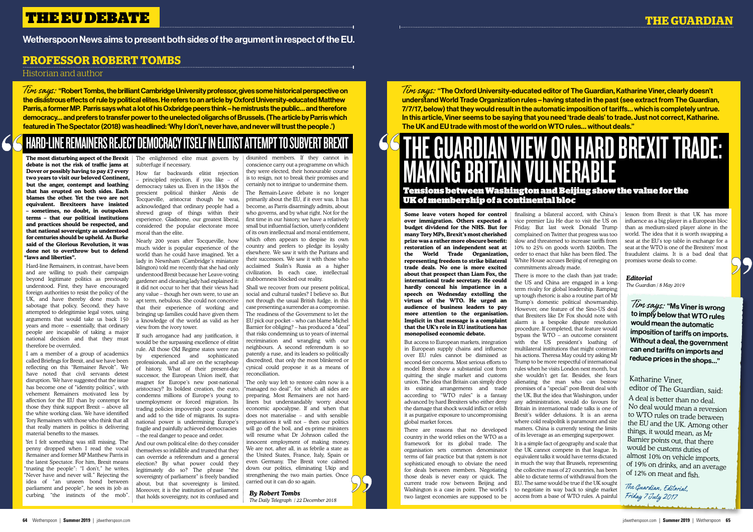# **THE GUARDIAN**

# **PROFESSOR ROBERT TOMBS**

## Historian and author

**The most disturbing aspect of the Brexit debate is not the risk of traffic jams at Dover or possibly having to pay £7 every two years to visit our beloved Continent, but the anger, contempt and loathing that has erupted on both sides. Each blames the other. Yet the two are not equivalent. Brexiteers have insisted – sometimes, no doubt, in outspoken terms – that our political institutions and practices should be respected, and that national sovereignty as understood for centuries should be upheld. As Burke said of the Glorious Revolution, it was done not to overthrow but to defend "laws and liberties".**

Hard-line Remainers, in contrast, have been and are willing to push their campaign beyond legitimate politics as previously understood. First, they have encouraged foreign authorities to resist the policy of the UK, and have thereby done much to sabotage that policy. Second, they have attempted to delegitimise legal votes, using arguments that would take us back 150 years and more – essentially, that ordinary people are incapable of taking a major national decision and that they must therefore be overruled.

I am a member of a group of academics called Briefings for Brexit, and we have been reflecting on this "Remainer Revolt". We have noted that civil servants detest disruption. We have suggested that the issue has become one of "identity politics", with vehement Remainers motivated less by affection for the EU than by contempt for those they think support Brexit – above all the white working class. We have identified Tory Remainers with those who think that all that really matters in politics is delivering material benefits to the masses.

Yet I felt something was still missing. The penny dropped when I read the vocal Remainer and former MP Matthew Parris in the latest Spectator. For him, Brexit means "trusting the people": "I don't," he writes. "Never have and never will." Rejecting the idea of "an unseen bond between parliament and people", he sees its job as curbing "the instincts of the mob".

The enlightened elite must govern by subterfuge if necessary.

How far backwards elitist rejection – principled rejection, if you like – of democracy takes us. Even in the 1830s the prescient political thinker Alexis de Tocqueville, aristocrat though he was, acknowledged that ordinary people had a shrewd grasp of things within their experience. Gladstone, our greatest liberal, considered the popular electorate more moral than the elite.

Nearly 200 years after Tocqueville, how much wider is popular experience of the world than he could have imagined. Yet a lady in Newnham (Cambridge's miniature Islington) told me recently that she had only understood Brexit because her Leave-voting gardener and cleaning lady had explained it: it did not occur to her that their views had any value – though her own were, to use an apt term, nebulous. She could not conceive that their experience of working and bringing up families could have given them a knowledge of the world as valid as her view from the ivory tower.

 $\bar{\it 7}$ im says: "Robert Tombs, the brilliant Cambridge University professor, gives some historical perspective on the disastrous effects of rule by political elites. He refers to an article by Oxford University-educated Matthew Parris, a former MP. Parris says what a lot of his Oxbridge peers think – he mistrusts the public… and therefore democracy… and prefers to transfer power to the unelected oligarchs of Brussels. (The article by Parris which featured in The Spectator (2018) was headlined: 'Why I don't, never have, and never will trust the people .')

> If such arrogance had any justification, it would be the surpassing excellence of elitist rule. All those Old Regime states were run<br>by experienced and sophisticated by experienced and sophisticated professionals, and all are on the scrapheap of history. What of their present-day successor, the European Union itself, that magnet for Europe's new post-national aristocracy? Its boldest creation, the euro, condemns millions of Europe's young to unemployment or forced migration. Its trading policies impoverish poor countries and add to the tide of migrants. Its supranational power is undermining Europe's fragile and painfully achieved democracies – the real danger to peace and order.

 $\overline{\frac{1}{1}}$  im says: "The Oxford University-educated editor of The Guardian, Katharine Viner, clearly doesn't understand World Trade Organization rules – having stated in the past (see extract from The Guardian, 7/7/17, below) that they would result in the automatic imposition of tariffs… which is completely untrue. In this article, Viner seems to be saying that you need 'trade deals' to trade. Just not correct, Katharine. The UK and EU trade with most of the world on WTO rules… without deals."

And our own political elite: do they consider themselves so infallible and trusted that they can override a referendum and a general election? By what power could they legitimately do so? The phrase "the sovereignty of parliament" is freely bandied about, but that sovereignty is limited. Moreover, it is the institution of parliament that holds sovereignty, not its confused and

disunited members. If they cannot in conscience carry out a programme on which they were elected, their honourable course is to resign, not to break their promises and certainly not to intrigue to undermine them. The Remain-Leave debate is no longer primarily about the EU, if it ever was. It has become, as Parris disarmingly admits, about who governs, and by what right. Not for the first time in our history, we have a relatively small but influential faction, utterly confident of its own intellectual and moral entitlement, which often appears to despise its own country and prefers to pledge its loyalty elsewhere. We saw it with the Puritans and their successors. We saw it with those who acclaimed Stalin's Russia as a higher civilization. In each case, intellectual stubbornness blocked out reality.

Shall we recover from our present political, social and cultural tussles? I believe so. But not through the usual British fudge, in this case presenting a surrender as a compromise. The readiness of the Government to let the EU pick our pocket – who can blame Michel Barnier for obliging? – has produced a "deal" that risks condemning us to years of internal recrimination and wrangling with our neighbours. A second referendum is so patently a ruse, and its leaders so politically discredited, that only the most blinkered or cynical could propose it as a means of reconciliation.

There is more to the clash than just trade: the US and China are engaged in a longterm rivalry for global leadership. Ramping up tough rhetoric is also a routine part of Mr Trump's domestic political showmanship. However, one feature of the Sino-US deal that Brexiters like Dr Fox should note with alarm is a bespoke dispute resolution procedure. If completed, that feature would bypass the WTO – an outcome consistent with the US president's loathing of multilateral institutions that might constrain his actions. Theresa May could try asking Mr Trump to be more respectful of international rules when he visits London next month, but she wouldn't get far. Besides, she fears alienating the man who can bestow promises of a "special" post-Brexit deal with the UK. But the idea that Washington, under any administration, would do favours for Britain in international trade talks is one of Brexit's wilder delusions. It is an arena where cold realpolitik is paramount and size matters. China is currently testing the limits of its leverage as an emerging superpower. It is a simple fact of geography and scale that the UK cannot compete in that league. In equivalent talks it would have terms dictated in much the way that Brussels, representing the collective mass of 27 countries, has been able to dictate terms of withdrawal from the EU. The same would be true if the UK sought to negotiate its way back to single market access from a base of WTO rules. A painful

The only way left to restore calm now is a "managed no deal", for which all sides are preparing. Most Remainers are not hardliners but understandably worry about economic apocalypse. If and when that does not materialise – and with sensible preparations it will not – then our politics will go off the boil, and ex-prime ministers will resume what Dr Johnson called the innocent employment of making money. We are not, after all, in as febrile a state as the United States, France, Italy, Spain or even Germany. The Brexit vote calmed down our politics, eliminating Ukip and strengthening the two main parties. Once carried out it can do so again.

*By Robert Tombs The Daily Telegraph / 22 December 2018*

# HARD-LINE REMAINERS REJECT DEMOCRACY ITSELF IN ELITIST ATTEMPT TO SUBVERT BREXIT

Wetherspoon News aims to present both sides of the argument in respect of the EU.

# THE GUARDIAN VIEW ON HARD BREXIT TRADE: **MAKING BRITAIN VÜLNERABLE** Tensions between Washington and Beijing show the value for the UK of membership of a continental bloc

**Some leave voters hoped for control over immigration. Others expected a budget dividend for the NHS. But for many Tory MPs, Brexit's most cherished prize was a rather more obscure benefit: restoration of an independent seat at the World Trade Organization, representing freedom to strike bilateral trade deals. No one is more excited about that prospect than Liam Fox, the international trade secretary. He could hardly conceal his impatience in a speech on Wednesday extolling the virtues of the WTO. He urged an audience of business leaders to pay more attention to the organisation. Implicit in that message is a complaint that the UK's role in EU institutions has monopolised economic debate.**

But access to European markets, integration in European supply chains and influence over EU rules cannot be dismissed as second-tier concerns. Most serious efforts to model Brexit show a substantial cost from quitting the single market and customs union. The idea that Britain can simply drop its existing arrangements and trade according to "WTO rules" is a fantasy advanced by hard Brexiters who either deny the damage that shock would inflict or relish it as purgative exposure to uncompromising global market forces.

There are reasons that no developed country in the world relies on the WTO as a framework for its global trade. The organisation sets common denominator terms of fair practice but that system is not sophisticated enough to obviate the need for deals between members. Negotiating those deals is never easy or quick. The current trade row between Beijing and Washington is a case in point. The world's two largest economies are supposed to be

finalising a bilateral accord, with China's vice premier Liu He due to visit the US on Friday. But last week Donald Trump complained on Twitter that progress was too slow and threatened to increase tariffs from 10% to 25% on goods worth \$200bn. The order to enact that hike has been filed. The White House accuses Beijing of reneging on commitments already made.

lesson from Brexit is that UK has more influence as a big player in a European bloc than as medium-sized player alone in the world. The idea that it is worth swapping a seat at the EU's top table in exchange for a seat at the WTO is one of the Brexiters' most fraudulent claims. It is a bad deal that promises worse deals to come.

### *Editorial*

*The Guardian / 8 May 2019* 

The Guardian, Editorial, Friday 7 July 2017

## Katharine Viner,

editor of The Guardian, said: A deal is better than no deal. No deal would mean a reversion to WTO rules on trade between the EU and the UK. Among other things, it would mean, as Mr Barnier points out, that there would be customs duties of almost 10% on vehicle imports, of 19% on drinks, and an average of 12% on meat and fish.

# THE EU DEBATE

Tim says: "Ms Viner is wrong to imply below that WTO rules would mean the automatic imposition of tariffs on imports. Without a deal, the government can end tariffs on imports and reduce prices in the shops…"